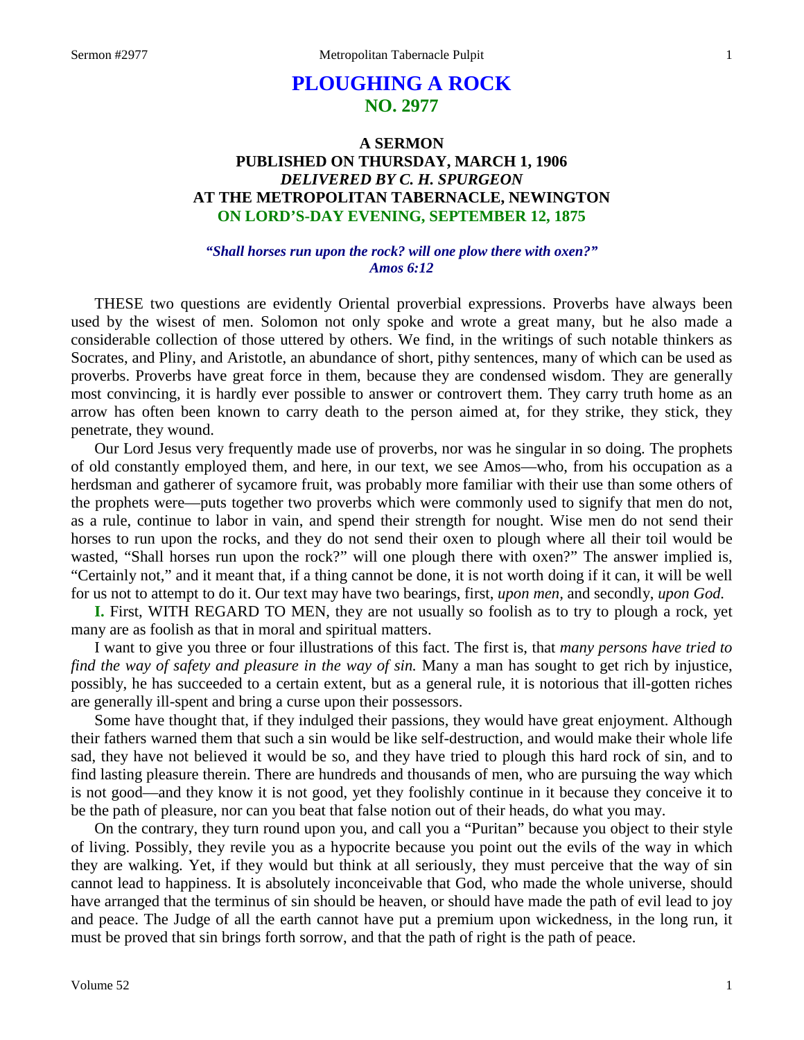# PLOUGHING A ROCK
## NO. 2977

### A SERMON
### PUBLISHED ON THURSDAY, MARCH 1, 1906
### *DELIVERED BY C. H. SPURGEON*
### AT THE METROPOLITAN TABERNACLE, NEWINGTON
### ON LORD'S-DAY EVENING, SEPTEMBER 12, 1875

***"Shall horses run upon the rock? will one plow there with oxen?"***
***Amos 6:12***

THESE two questions are evidently Oriental proverbial expressions. Proverbs have always been used by the wisest of men. Solomon not only spoke and wrote a great many, but he also made a considerable collection of those uttered by others. We find, in the writings of such notable thinkers as Socrates, and Pliny, and Aristotle, an abundance of short, pithy sentences, many of which can be used as proverbs. Proverbs have great force in them, because they are condensed wisdom. They are generally most convincing, it is hardly ever possible to answer or controvert them. They carry truth home as an arrow has often been known to carry death to the person aimed at, for they strike, they stick, they penetrate, they wound.

Our Lord Jesus very frequently made use of proverbs, nor was he singular in so doing. The prophets of old constantly employed them, and here, in our text, we see Amos—who, from his occupation as a herdsman and gatherer of sycamore fruit, was probably more familiar with their use than some others of the prophets were—puts together two proverbs which were commonly used to signify that men do not, as a rule, continue to labor in vain, and spend their strength for nought. Wise men do not send their horses to run upon the rocks, and they do not send their oxen to plough where all their toil would be wasted, "Shall horses run upon the rock?" will one plough there with oxen?" The answer implied is, "Certainly not," and it meant that, if a thing cannot be done, it is not worth doing if it can, it will be well for us not to attempt to do it. Our text may have two bearings, first, *upon men,* and secondly, *upon God.*

**I.** First, WITH REGARD TO MEN, they are not usually so foolish as to try to plough a rock, yet many are as foolish as that in moral and spiritual matters.

I want to give you three or four illustrations of this fact. The first is, that *many persons have tried to find the way of safety and pleasure in the way of sin.* Many a man has sought to get rich by injustice, possibly, he has succeeded to a certain extent, but as a general rule, it is notorious that ill-gotten riches are generally ill-spent and bring a curse upon their possessors.

Some have thought that, if they indulged their passions, they would have great enjoyment. Although their fathers warned them that such a sin would be like self-destruction, and would make their whole life sad, they have not believed it would be so, and they have tried to plough this hard rock of sin, and to find lasting pleasure therein. There are hundreds and thousands of men, who are pursuing the way which is not good—and they know it is not good, yet they foolishly continue in it because they conceive it to be the path of pleasure, nor can you beat that false notion out of their heads, do what you may.

On the contrary, they turn round upon you, and call you a "Puritan" because you object to their style of living. Possibly, they revile you as a hypocrite because you point out the evils of the way in which they are walking. Yet, if they would but think at all seriously, they must perceive that the way of sin cannot lead to happiness. It is absolutely inconceivable that God, who made the whole universe, should have arranged that the terminus of sin should be heaven, or should have made the path of evil lead to joy and peace. The Judge of all the earth cannot have put a premium upon wickedness, in the long run, it must be proved that sin brings forth sorrow, and that the path of right is the path of peace.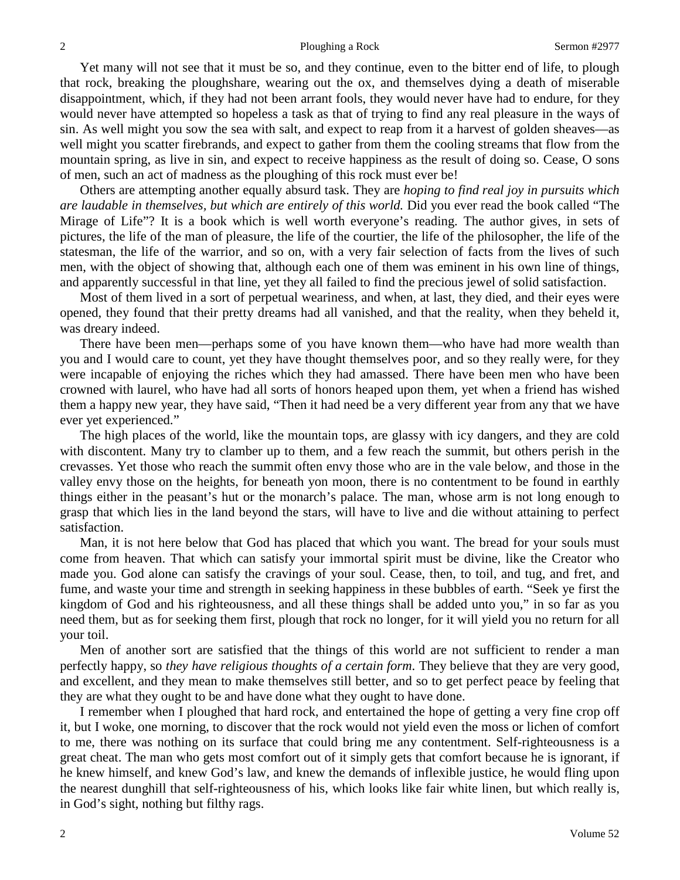Yet many will not see that it must be so, and they continue, even to the bitter end of life, to plough that rock, breaking the ploughshare, wearing out the ox, and themselves dying a death of miserable disappointment, which, if they had not been arrant fools, they would never have had to endure, for they would never have attempted so hopeless a task as that of trying to find any real pleasure in the ways of sin. As well might you sow the sea with salt, and expect to reap from it a harvest of golden sheaves—as well might you scatter firebrands, and expect to gather from them the cooling streams that flow from the mountain spring, as live in sin, and expect to receive happiness as the result of doing so. Cease, O sons of men, such an act of madness as the ploughing of this rock must ever be!

Others are attempting another equally absurd task. They are *hoping to find real joy in pursuits which are laudable in themselves, but which are entirely of this world.* Did you ever read the book called "The Mirage of Life"? It is a book which is well worth everyone's reading. The author gives, in sets of pictures, the life of the man of pleasure, the life of the courtier, the life of the philosopher, the life of the statesman, the life of the warrior, and so on, with a very fair selection of facts from the lives of such men, with the object of showing that, although each one of them was eminent in his own line of things, and apparently successful in that line, yet they all failed to find the precious jewel of solid satisfaction.

Most of them lived in a sort of perpetual weariness, and when, at last, they died, and their eyes were opened, they found that their pretty dreams had all vanished, and that the reality, when they beheld it, was dreary indeed.

There have been men—perhaps some of you have known them—who have had more wealth than you and I would care to count, yet they have thought themselves poor, and so they really were, for they were incapable of enjoying the riches which they had amassed. There have been men who have been crowned with laurel, who have had all sorts of honors heaped upon them, yet when a friend has wished them a happy new year, they have said, "Then it had need be a very different year from any that we have ever yet experienced."

The high places of the world, like the mountain tops, are glassy with icy dangers, and they are cold with discontent. Many try to clamber up to them, and a few reach the summit, but others perish in the crevasses. Yet those who reach the summit often envy those who are in the vale below, and those in the valley envy those on the heights, for beneath yon moon, there is no contentment to be found in earthly things either in the peasant's hut or the monarch's palace. The man, whose arm is not long enough to grasp that which lies in the land beyond the stars, will have to live and die without attaining to perfect satisfaction.

Man, it is not here below that God has placed that which you want. The bread for your souls must come from heaven. That which can satisfy your immortal spirit must be divine, like the Creator who made you. God alone can satisfy the cravings of your soul. Cease, then, to toil, and tug, and fret, and fume, and waste your time and strength in seeking happiness in these bubbles of earth. "Seek ye first the kingdom of God and his righteousness, and all these things shall be added unto you," in so far as you need them, but as for seeking them first, plough that rock no longer, for it will yield you no return for all your toil.

Men of another sort are satisfied that the things of this world are not sufficient to render a man perfectly happy, so *they have religious thoughts of a certain form*. They believe that they are very good, and excellent, and they mean to make themselves still better, and so to get perfect peace by feeling that they are what they ought to be and have done what they ought to have done.

I remember when I ploughed that hard rock, and entertained the hope of getting a very fine crop off it, but I woke, one morning, to discover that the rock would not yield even the moss or lichen of comfort to me, there was nothing on its surface that could bring me any contentment. Self-righteousness is a great cheat. The man who gets most comfort out of it simply gets that comfort because he is ignorant, if he knew himself, and knew God's law, and knew the demands of inflexible justice, he would fling upon the nearest dunghill that self-righteousness of his, which looks like fair white linen, but which really is, in God's sight, nothing but filthy rags.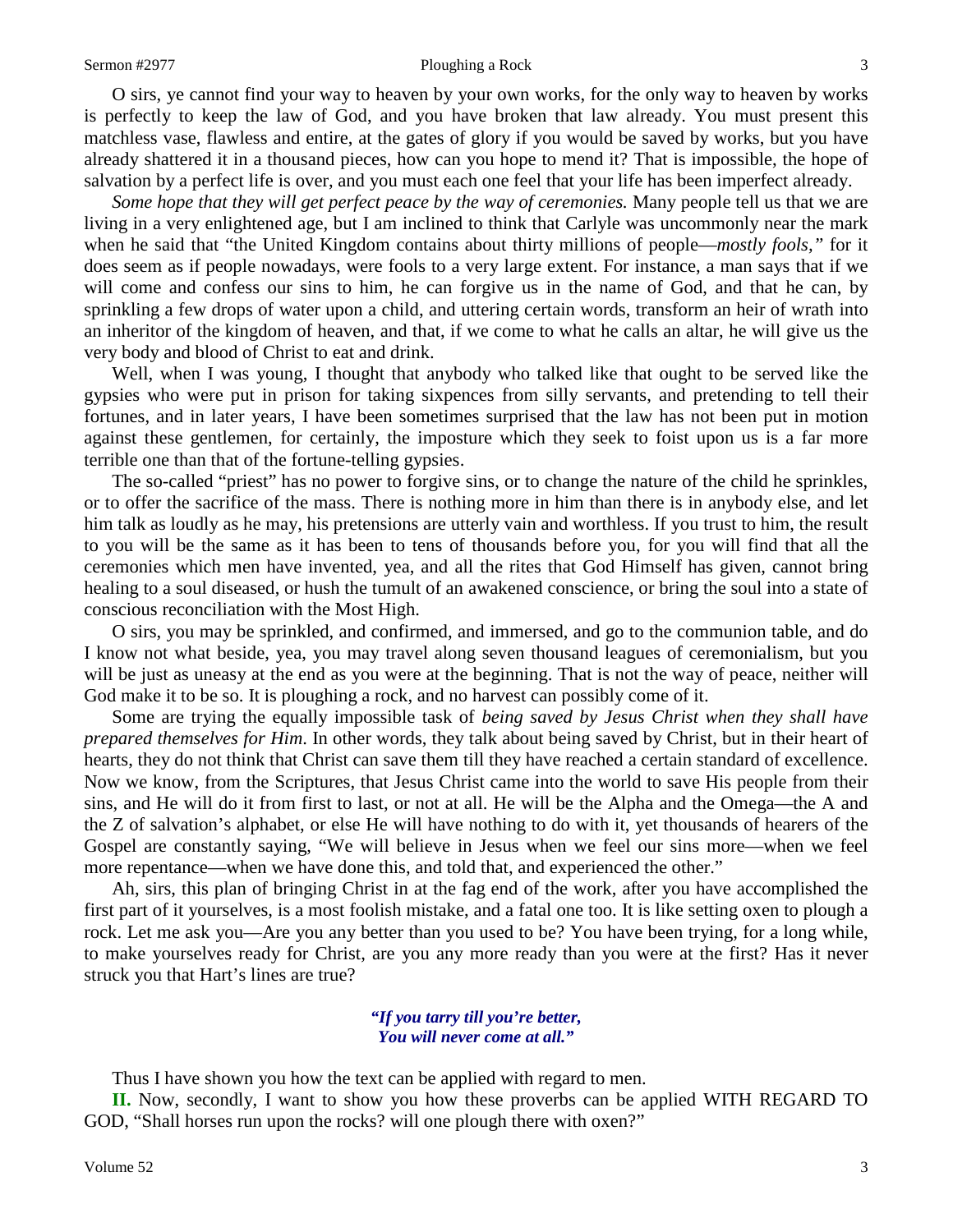O sirs, ye cannot find your way to heaven by your own works, for the only way to heaven by works is perfectly to keep the law of God, and you have broken that law already. You must present this matchless vase, flawless and entire, at the gates of glory if you would be saved by works, but you have already shattered it in a thousand pieces, how can you hope to mend it? That is impossible, the hope of salvation by a perfect life is over, and you must each one feel that your life has been imperfect already.

*Some hope that they will get perfect peace by the way of ceremonies.* Many people tell us that we are living in a very enlightened age, but I am inclined to think that Carlyle was uncommonly near the mark when he said that "the United Kingdom contains about thirty millions of people—*mostly fools,"* for it does seem as if people nowadays, were fools to a very large extent. For instance, a man says that if we will come and confess our sins to him, he can forgive us in the name of God, and that he can, by sprinkling a few drops of water upon a child, and uttering certain words, transform an heir of wrath into an inheritor of the kingdom of heaven, and that, if we come to what he calls an altar, he will give us the very body and blood of Christ to eat and drink.

Well, when I was young, I thought that anybody who talked like that ought to be served like the gypsies who were put in prison for taking sixpences from silly servants, and pretending to tell their fortunes, and in later years, I have been sometimes surprised that the law has not been put in motion against these gentlemen, for certainly, the imposture which they seek to foist upon us is a far more terrible one than that of the fortune-telling gypsies.

The so-called "priest" has no power to forgive sins, or to change the nature of the child he sprinkles, or to offer the sacrifice of the mass. There is nothing more in him than there is in anybody else, and let him talk as loudly as he may, his pretensions are utterly vain and worthless. If you trust to him, the result to you will be the same as it has been to tens of thousands before you, for you will find that all the ceremonies which men have invented, yea, and all the rites that God Himself has given, cannot bring healing to a soul diseased, or hush the tumult of an awakened conscience, or bring the soul into a state of conscious reconciliation with the Most High.

O sirs, you may be sprinkled, and confirmed, and immersed, and go to the communion table, and do I know not what beside, yea, you may travel along seven thousand leagues of ceremonialism, but you will be just as uneasy at the end as you were at the beginning. That is not the way of peace, neither will God make it to be so. It is ploughing a rock, and no harvest can possibly come of it.

Some are trying the equally impossible task of *being saved by Jesus Christ when they shall have prepared themselves for Him*. In other words, they talk about being saved by Christ, but in their heart of hearts, they do not think that Christ can save them till they have reached a certain standard of excellence. Now we know, from the Scriptures, that Jesus Christ came into the world to save His people from their sins, and He will do it from first to last, or not at all. He will be the Alpha and the Omega—the A and the Z of salvation's alphabet, or else He will have nothing to do with it, yet thousands of hearers of the Gospel are constantly saying, "We will believe in Jesus when we feel our sins more—when we feel more repentance—when we have done this, and told that, and experienced the other."

Ah, sirs, this plan of bringing Christ in at the fag end of the work, after you have accomplished the first part of it yourselves, is a most foolish mistake, and a fatal one too. It is like setting oxen to plough a rock. Let me ask you—Are you any better than you used to be? You have been trying, for a long while, to make yourselves ready for Christ, are you any more ready than you were at the first? Has it never struck you that Hart's lines are true?

> *"If you tarry till you're better,*
> *You will never come at all."*

Thus I have shown you how the text can be applied with regard to men.

**II.** Now, secondly, I want to show you how these proverbs can be applied WITH REGARD TO GOD, "Shall horses run upon the rocks? will one plough there with oxen?"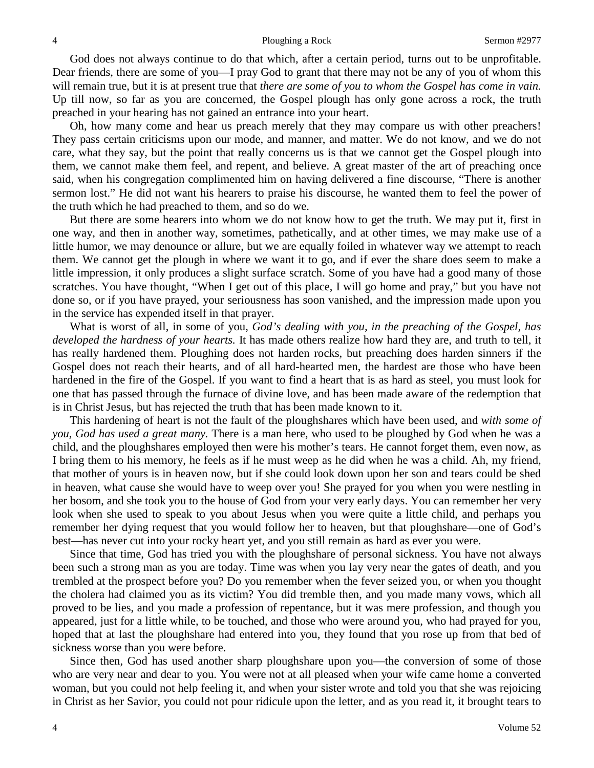God does not always continue to do that which, after a certain period, turns out to be unprofitable. Dear friends, there are some of you—I pray God to grant that there may not be any of you of whom this will remain true, but it is at present true that *there are some of you to whom the Gospel has come in vain.* Up till now, so far as you are concerned, the Gospel plough has only gone across a rock, the truth preached in your hearing has not gained an entrance into your heart.

Oh, how many come and hear us preach merely that they may compare us with other preachers! They pass certain criticisms upon our mode, and manner, and matter. We do not know, and we do not care, what they say, but the point that really concerns us is that we cannot get the Gospel plough into them, we cannot make them feel, and repent, and believe. A great master of the art of preaching once said, when his congregation complimented him on having delivered a fine discourse, "There is another sermon lost." He did not want his hearers to praise his discourse, he wanted them to feel the power of the truth which he had preached to them, and so do we.

But there are some hearers into whom we do not know how to get the truth. We may put it, first in one way, and then in another way, sometimes, pathetically, and at other times, we may make use of a little humor, we may denounce or allure, but we are equally foiled in whatever way we attempt to reach them. We cannot get the plough in where we want it to go, and if ever the share does seem to make a little impression, it only produces a slight surface scratch. Some of you have had a good many of those scratches. You have thought, "When I get out of this place, I will go home and pray," but you have not done so, or if you have prayed, your seriousness has soon vanished, and the impression made upon you in the service has expended itself in that prayer.

What is worst of all, in some of you, *God's dealing with you, in the preaching of the Gospel, has developed the hardness of your hearts.* It has made others realize how hard they are, and truth to tell, it has really hardened them. Ploughing does not harden rocks, but preaching does harden sinners if the Gospel does not reach their hearts, and of all hard-hearted men, the hardest are those who have been hardened in the fire of the Gospel. If you want to find a heart that is as hard as steel, you must look for one that has passed through the furnace of divine love, and has been made aware of the redemption that is in Christ Jesus, but has rejected the truth that has been made known to it.

This hardening of heart is not the fault of the ploughshares which have been used, and *with some of you, God has used a great many.* There is a man here, who used to be ploughed by God when he was a child, and the ploughshares employed then were his mother's tears. He cannot forget them, even now, as I bring them to his memory, he feels as if he must weep as he did when he was a child. Ah, my friend, that mother of yours is in heaven now, but if she could look down upon her son and tears could be shed in heaven, what cause she would have to weep over you! She prayed for you when you were nestling in her bosom, and she took you to the house of God from your very early days. You can remember her very look when she used to speak to you about Jesus when you were quite a little child, and perhaps you remember her dying request that you would follow her to heaven, but that ploughshare—one of God's best—has never cut into your rocky heart yet, and you still remain as hard as ever you were.

Since that time, God has tried you with the ploughshare of personal sickness. You have not always been such a strong man as you are today. Time was when you lay very near the gates of death, and you trembled at the prospect before you? Do you remember when the fever seized you, or when you thought the cholera had claimed you as its victim? You did tremble then, and you made many vows, which all proved to be lies, and you made a profession of repentance, but it was mere profession, and though you appeared, just for a little while, to be touched, and those who were around you, who had prayed for you, hoped that at last the ploughshare had entered into you, they found that you rose up from that bed of sickness worse than you were before.

Since then, God has used another sharp ploughshare upon you—the conversion of some of those who are very near and dear to you. You were not at all pleased when your wife came home a converted woman, but you could not help feeling it, and when your sister wrote and told you that she was rejoicing in Christ as her Savior, you could not pour ridicule upon the letter, and as you read it, it brought tears to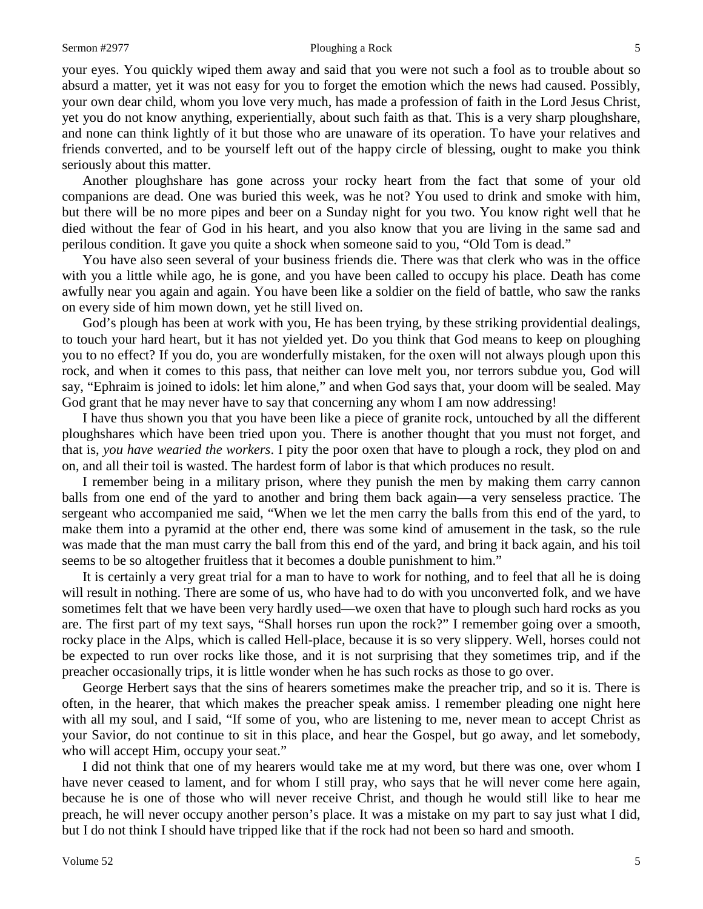your eyes. You quickly wiped them away and said that you were not such a fool as to trouble about so absurd a matter, yet it was not easy for you to forget the emotion which the news had caused. Possibly, your own dear child, whom you love very much, has made a profession of faith in the Lord Jesus Christ, yet you do not know anything, experientially, about such faith as that. This is a very sharp ploughshare, and none can think lightly of it but those who are unaware of its operation. To have your relatives and friends converted, and to be yourself left out of the happy circle of blessing, ought to make you think seriously about this matter.

Another ploughshare has gone across your rocky heart from the fact that some of your old companions are dead. One was buried this week, was he not? You used to drink and smoke with him, but there will be no more pipes and beer on a Sunday night for you two. You know right well that he died without the fear of God in his heart, and you also know that you are living in the same sad and perilous condition. It gave you quite a shock when someone said to you, "Old Tom is dead."

You have also seen several of your business friends die. There was that clerk who was in the office with you a little while ago, he is gone, and you have been called to occupy his place. Death has come awfully near you again and again. You have been like a soldier on the field of battle, who saw the ranks on every side of him mown down, yet he still lived on.

God's plough has been at work with you, He has been trying, by these striking providential dealings, to touch your hard heart, but it has not yielded yet. Do you think that God means to keep on ploughing you to no effect? If you do, you are wonderfully mistaken, for the oxen will not always plough upon this rock, and when it comes to this pass, that neither can love melt you, nor terrors subdue you, God will say, "Ephraim is joined to idols: let him alone," and when God says that, your doom will be sealed. May God grant that he may never have to say that concerning any whom I am now addressing!

I have thus shown you that you have been like a piece of granite rock, untouched by all the different ploughshares which have been tried upon you. There is another thought that you must not forget, and that is, *you have wearied the workers*. I pity the poor oxen that have to plough a rock, they plod on and on, and all their toil is wasted. The hardest form of labor is that which produces no result.

I remember being in a military prison, where they punish the men by making them carry cannon balls from one end of the yard to another and bring them back again—a very senseless practice. The sergeant who accompanied me said, "When we let the men carry the balls from this end of the yard, to make them into a pyramid at the other end, there was some kind of amusement in the task, so the rule was made that the man must carry the ball from this end of the yard, and bring it back again, and his toil seems to be so altogether fruitless that it becomes a double punishment to him."

It is certainly a very great trial for a man to have to work for nothing, and to feel that all he is doing will result in nothing. There are some of us, who have had to do with you unconverted folk, and we have sometimes felt that we have been very hardly used—we oxen that have to plough such hard rocks as you are. The first part of my text says, "Shall horses run upon the rock?" I remember going over a smooth, rocky place in the Alps, which is called Hell-place, because it is so very slippery. Well, horses could not be expected to run over rocks like those, and it is not surprising that they sometimes trip, and if the preacher occasionally trips, it is little wonder when he has such rocks as those to go over.

George Herbert says that the sins of hearers sometimes make the preacher trip, and so it is. There is often, in the hearer, that which makes the preacher speak amiss. I remember pleading one night here with all my soul, and I said, "If some of you, who are listening to me, never mean to accept Christ as your Savior, do not continue to sit in this place, and hear the Gospel, but go away, and let somebody, who will accept Him, occupy your seat."

I did not think that one of my hearers would take me at my word, but there was one, over whom I have never ceased to lament, and for whom I still pray, who says that he will never come here again, because he is one of those who will never receive Christ, and though he would still like to hear me preach, he will never occupy another person's place. It was a mistake on my part to say just what I did, but I do not think I should have tripped like that if the rock had not been so hard and smooth.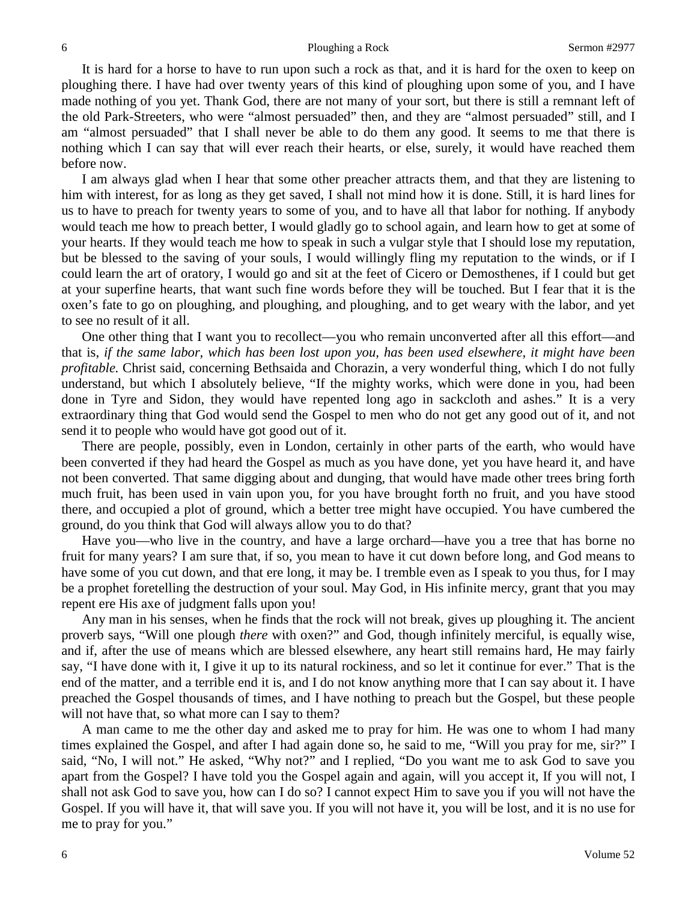It is hard for a horse to have to run upon such a rock as that, and it is hard for the oxen to keep on ploughing there. I have had over twenty years of this kind of ploughing upon some of you, and I have made nothing of you yet. Thank God, there are not many of your sort, but there is still a remnant left of the old Park-Streeters, who were "almost persuaded" then, and they are "almost persuaded" still, and I am "almost persuaded" that I shall never be able to do them any good. It seems to me that there is nothing which I can say that will ever reach their hearts, or else, surely, it would have reached them before now.

I am always glad when I hear that some other preacher attracts them, and that they are listening to him with interest, for as long as they get saved, I shall not mind how it is done. Still, it is hard lines for us to have to preach for twenty years to some of you, and to have all that labor for nothing. If anybody would teach me how to preach better, I would gladly go to school again, and learn how to get at some of your hearts. If they would teach me how to speak in such a vulgar style that I should lose my reputation, but be blessed to the saving of your souls, I would willingly fling my reputation to the winds, or if I could learn the art of oratory, I would go and sit at the feet of Cicero or Demosthenes, if I could but get at your superfine hearts, that want such fine words before they will be touched. But I fear that it is the oxen's fate to go on ploughing, and ploughing, and ploughing, and to get weary with the labor, and yet to see no result of it all.

One other thing that I want you to recollect—you who remain unconverted after all this effort—and that is, *if the same labor, which has been lost upon you, has been used elsewhere, it might have been profitable.* Christ said, concerning Bethsaida and Chorazin, a very wonderful thing, which I do not fully understand, but which I absolutely believe, "If the mighty works, which were done in you, had been done in Tyre and Sidon, they would have repented long ago in sackcloth and ashes." It is a very extraordinary thing that God would send the Gospel to men who do not get any good out of it, and not send it to people who would have got good out of it.

There are people, possibly, even in London, certainly in other parts of the earth, who would have been converted if they had heard the Gospel as much as you have done, yet you have heard it, and have not been converted. That same digging about and dunging, that would have made other trees bring forth much fruit, has been used in vain upon you, for you have brought forth no fruit, and you have stood there, and occupied a plot of ground, which a better tree might have occupied. You have cumbered the ground, do you think that God will always allow you to do that?

Have you—who live in the country, and have a large orchard—have you a tree that has borne no fruit for many years? I am sure that, if so, you mean to have it cut down before long, and God means to have some of you cut down, and that ere long, it may be. I tremble even as I speak to you thus, for I may be a prophet foretelling the destruction of your soul. May God, in His infinite mercy, grant that you may repent ere His axe of judgment falls upon you!

Any man in his senses, when he finds that the rock will not break, gives up ploughing it. The ancient proverb says, "Will one plough *there* with oxen?" and God, though infinitely merciful, is equally wise, and if, after the use of means which are blessed elsewhere, any heart still remains hard, He may fairly say, "I have done with it, I give it up to its natural rockiness, and so let it continue for ever." That is the end of the matter, and a terrible end it is, and I do not know anything more that I can say about it. I have preached the Gospel thousands of times, and I have nothing to preach but the Gospel, but these people will not have that, so what more can I say to them?

A man came to me the other day and asked me to pray for him. He was one to whom I had many times explained the Gospel, and after I had again done so, he said to me, "Will you pray for me, sir?" I said, "No, I will not." He asked, "Why not?" and I replied, "Do you want me to ask God to save you apart from the Gospel? I have told you the Gospel again and again, will you accept it, If you will not, I shall not ask God to save you, how can I do so? I cannot expect Him to save you if you will not have the Gospel. If you will have it, that will save you. If you will not have it, you will be lost, and it is no use for me to pray for you."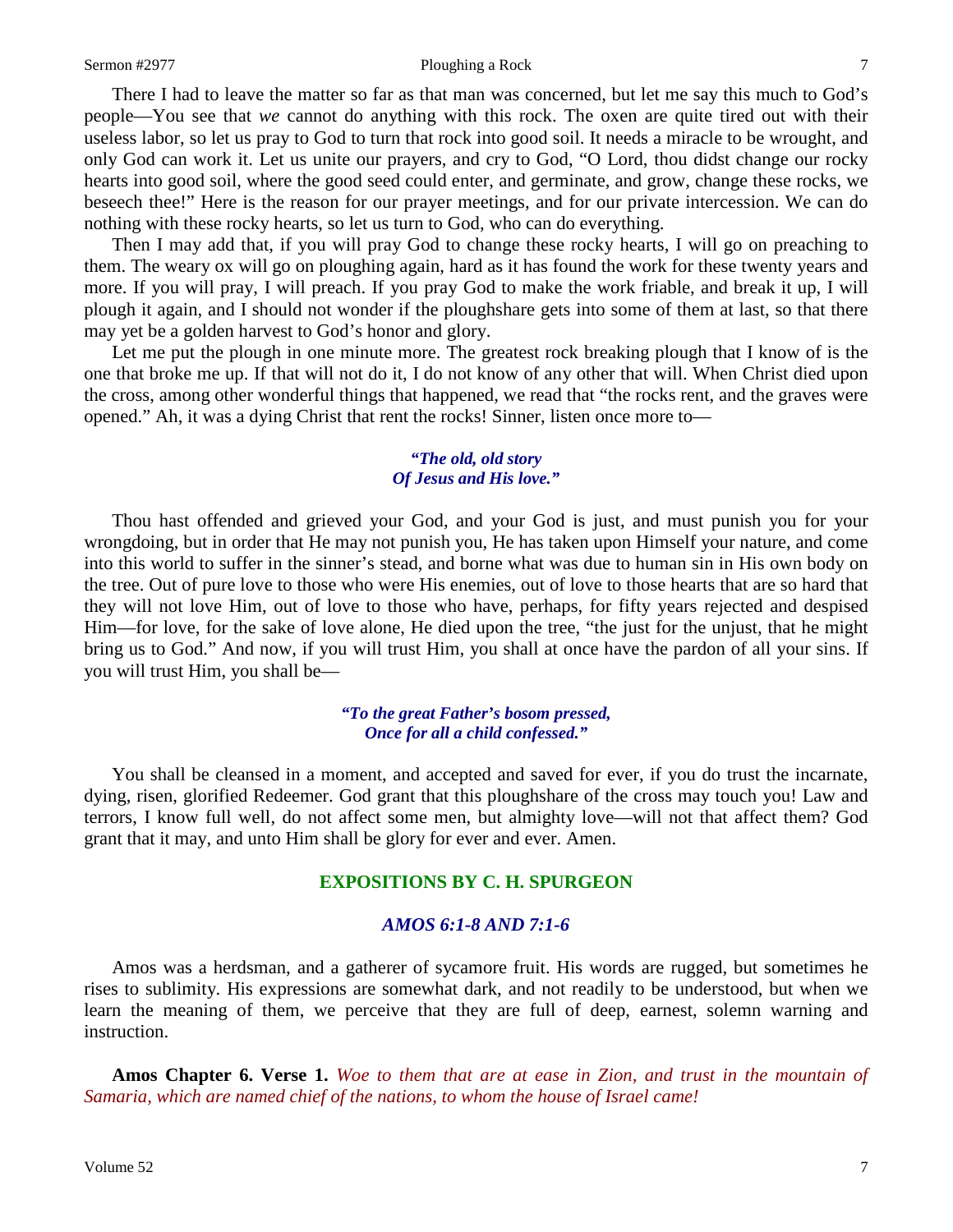There I had to leave the matter so far as that man was concerned, but let me say this much to God's people—You see that *we* cannot do anything with this rock. The oxen are quite tired out with their useless labor, so let us pray to God to turn that rock into good soil. It needs a miracle to be wrought, and only God can work it. Let us unite our prayers, and cry to God, "O Lord, thou didst change our rocky hearts into good soil, where the good seed could enter, and germinate, and grow, change these rocks, we beseech thee!" Here is the reason for our prayer meetings, and for our private intercession. We can do nothing with these rocky hearts, so let us turn to God, who can do everything.

Then I may add that, if you will pray God to change these rocky hearts, I will go on preaching to them. The weary ox will go on ploughing again, hard as it has found the work for these twenty years and more. If you will pray, I will preach. If you pray God to make the work friable, and break it up, I will plough it again, and I should not wonder if the ploughshare gets into some of them at last, so that there may yet be a golden harvest to God's honor and glory.

Let me put the plough in one minute more. The greatest rock breaking plough that I know of is the one that broke me up. If that will not do it, I do not know of any other that will. When Christ died upon the cross, among other wonderful things that happened, we read that "the rocks rent, and the graves were opened." Ah, it was a dying Christ that rent the rocks! Sinner, listen once more to—

*"The old, old story*
*Of Jesus and His love."*

Thou hast offended and grieved your God, and your God is just, and must punish you for your wrongdoing, but in order that He may not punish you, He has taken upon Himself your nature, and come into this world to suffer in the sinner's stead, and borne what was due to human sin in His own body on the tree. Out of pure love to those who were His enemies, out of love to those hearts that are so hard that they will not love Him, out of love to those who have, perhaps, for fifty years rejected and despised Him—for love, for the sake of love alone, He died upon the tree, "the just for the unjust, that he might bring us to God." And now, if you will trust Him, you shall at once have the pardon of all your sins. If you will trust Him, you shall be—

*"To the great Father's bosom pressed,*
*Once for all a child confessed."*

You shall be cleansed in a moment, and accepted and saved for ever, if you do trust the incarnate, dying, risen, glorified Redeemer. God grant that this ploughshare of the cross may touch you! Law and terrors, I know full well, do not affect some men, but almighty love—will not that affect them? God grant that it may, and unto Him shall be glory for ever and ever. Amen.

## EXPOSITIONS BY C. H. SPURGEON

### *AMOS 6:1-8 AND 7:1-6*

Amos was a herdsman, and a gatherer of sycamore fruit. His words are rugged, but sometimes he rises to sublimity. His expressions are somewhat dark, and not readily to be understood, but when we learn the meaning of them, we perceive that they are full of deep, earnest, solemn warning and instruction.

**Amos Chapter 6. Verse 1.** *Woe to them that are at ease in Zion, and trust in the mountain of Samaria, which are named chief of the nations, to whom the house of Israel came!*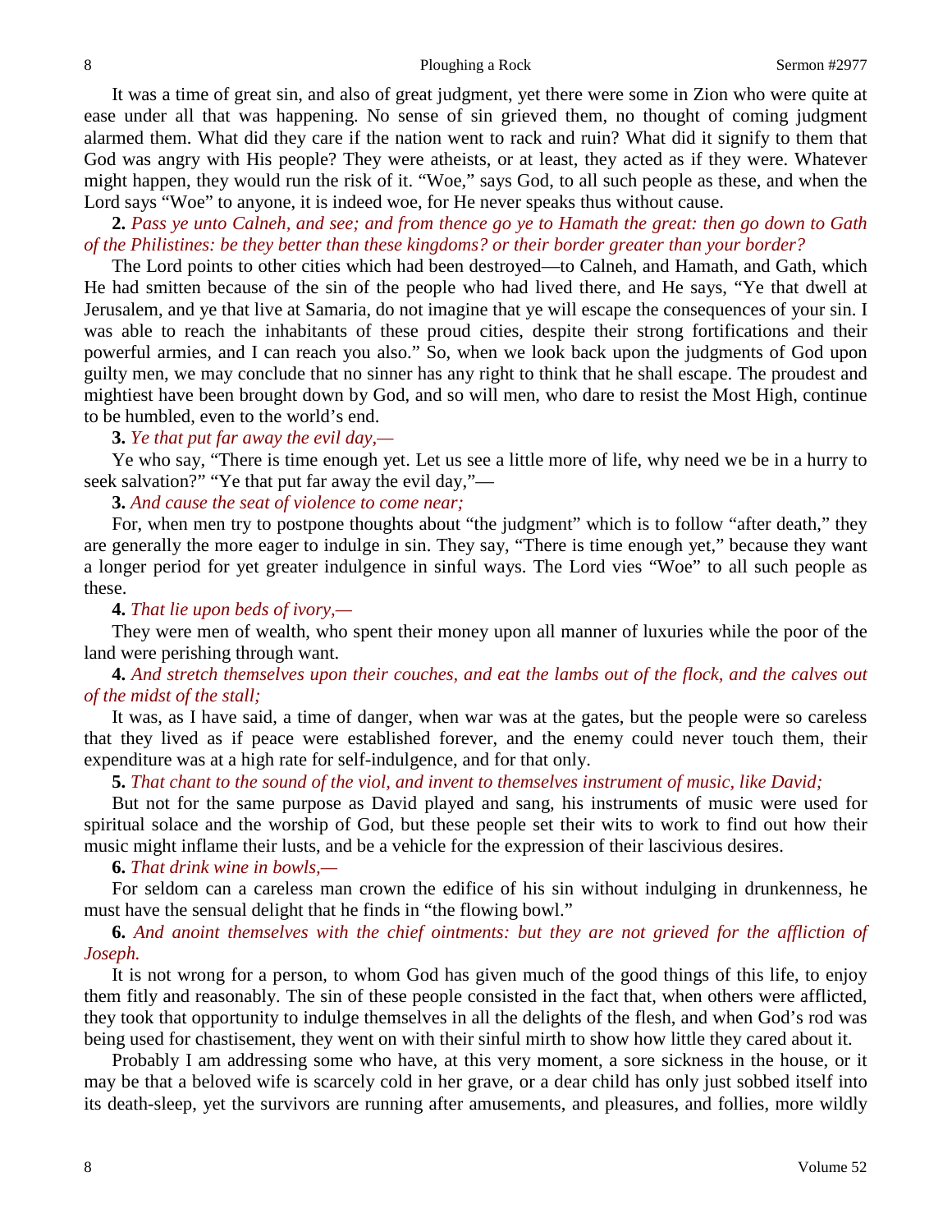It was a time of great sin, and also of great judgment, yet there were some in Zion who were quite at ease under all that was happening. No sense of sin grieved them, no thought of coming judgment alarmed them. What did they care if the nation went to rack and ruin? What did it signify to them that God was angry with His people? They were atheists, or at least, they acted as if they were. Whatever might happen, they would run the risk of it. "Woe," says God, to all such people as these, and when the Lord says "Woe" to anyone, it is indeed woe, for He never speaks thus without cause.

**2.** *Pass ye unto Calneh, and see; and from thence go ye to Hamath the great: then go down to Gath of the Philistines: be they better than these kingdoms? or their border greater than your border?*

The Lord points to other cities which had been destroyed—to Calneh, and Hamath, and Gath, which He had smitten because of the sin of the people who had lived there, and He says, "Ye that dwell at Jerusalem, and ye that live at Samaria, do not imagine that ye will escape the consequences of your sin. I was able to reach the inhabitants of these proud cities, despite their strong fortifications and their powerful armies, and I can reach you also." So, when we look back upon the judgments of God upon guilty men, we may conclude that no sinner has any right to think that he shall escape. The proudest and mightiest have been brought down by God, and so will men, who dare to resist the Most High, continue to be humbled, even to the world's end.

**3.** *Ye that put far away the evil day,—*

Ye who say, "There is time enough yet. Let us see a little more of life, why need we be in a hurry to seek salvation?" "Ye that put far away the evil day,"—

**3.** *And cause the seat of violence to come near;*

For, when men try to postpone thoughts about "the judgment" which is to follow "after death," they are generally the more eager to indulge in sin. They say, "There is time enough yet," because they want a longer period for yet greater indulgence in sinful ways. The Lord vies "Woe" to all such people as these.

**4.** *That lie upon beds of ivory,—*

They were men of wealth, who spent their money upon all manner of luxuries while the poor of the land were perishing through want.

**4.** *And stretch themselves upon their couches, and eat the lambs out of the flock, and the calves out of the midst of the stall;*

It was, as I have said, a time of danger, when war was at the gates, but the people were so careless that they lived as if peace were established forever, and the enemy could never touch them, their expenditure was at a high rate for self-indulgence, and for that only.

**5.** *That chant to the sound of the viol, and invent to themselves instrument of music, like David;*

But not for the same purpose as David played and sang, his instruments of music were used for spiritual solace and the worship of God, but these people set their wits to work to find out how their music might inflame their lusts, and be a vehicle for the expression of their lascivious desires.

**6.** *That drink wine in bowls,—*

For seldom can a careless man crown the edifice of his sin without indulging in drunkenness, he must have the sensual delight that he finds in "the flowing bowl."

**6.** *And anoint themselves with the chief ointments: but they are not grieved for the affliction of Joseph.*

It is not wrong for a person, to whom God has given much of the good things of this life, to enjoy them fitly and reasonably. The sin of these people consisted in the fact that, when others were afflicted, they took that opportunity to indulge themselves in all the delights of the flesh, and when God's rod was being used for chastisement, they went on with their sinful mirth to show how little they cared about it.

Probably I am addressing some who have, at this very moment, a sore sickness in the house, or it may be that a beloved wife is scarcely cold in her grave, or a dear child has only just sobbed itself into its death-sleep, yet the survivors are running after amusements, and pleasures, and follies, more wildly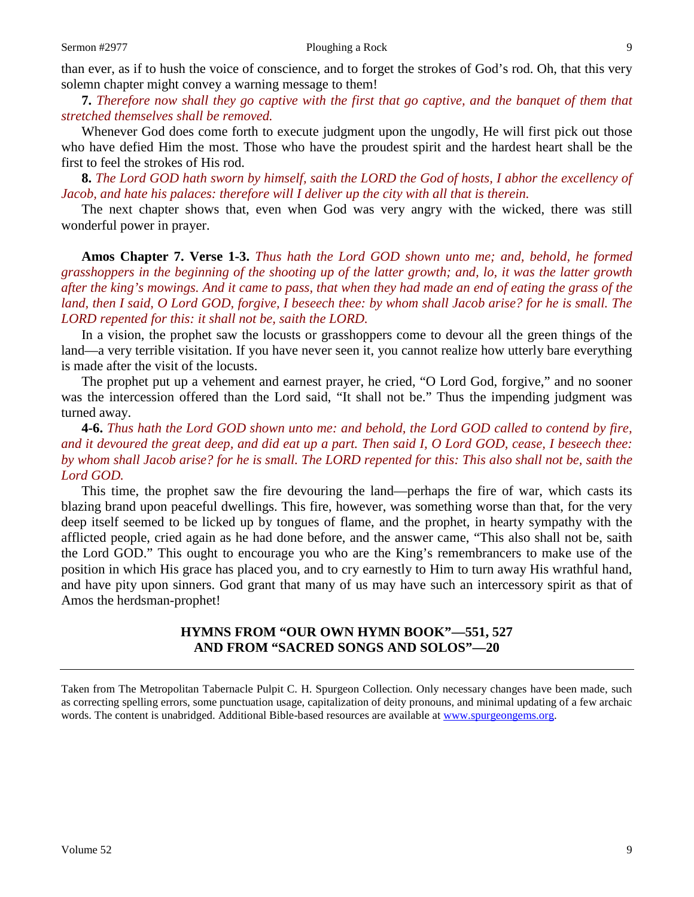than ever, as if to hush the voice of conscience, and to forget the strokes of God's rod. Oh, that this very solemn chapter might convey a warning message to them!

**7.** *Therefore now shall they go captive with the first that go captive, and the banquet of them that stretched themselves shall be removed.*

Whenever God does come forth to execute judgment upon the ungodly, He will first pick out those who have defied Him the most. Those who have the proudest spirit and the hardest heart shall be the first to feel the strokes of His rod.

**8.** *The Lord GOD hath sworn by himself, saith the LORD the God of hosts, I abhor the excellency of Jacob, and hate his palaces: therefore will I deliver up the city with all that is therein.*

The next chapter shows that, even when God was very angry with the wicked, there was still wonderful power in prayer.

**Amos Chapter 7. Verse 1-3.** *Thus hath the Lord GOD shown unto me; and, behold, he formed grasshoppers in the beginning of the shooting up of the latter growth; and, lo, it was the latter growth after the king's mowings. And it came to pass, that when they had made an end of eating the grass of the land, then I said, O Lord GOD, forgive, I beseech thee: by whom shall Jacob arise? for he is small. The LORD repented for this: it shall not be, saith the LORD.*

In a vision, the prophet saw the locusts or grasshoppers come to devour all the green things of the land—a very terrible visitation. If you have never seen it, you cannot realize how utterly bare everything is made after the visit of the locusts.

The prophet put up a vehement and earnest prayer, he cried, "O Lord God, forgive," and no sooner was the intercession offered than the Lord said, "It shall not be." Thus the impending judgment was turned away.

**4-6.** *Thus hath the Lord GOD shown unto me: and behold, the Lord GOD called to contend by fire, and it devoured the great deep, and did eat up a part. Then said I, O Lord GOD, cease, I beseech thee: by whom shall Jacob arise? for he is small. The LORD repented for this: This also shall not be, saith the Lord GOD.*

This time, the prophet saw the fire devouring the land—perhaps the fire of war, which casts its blazing brand upon peaceful dwellings. This fire, however, was something worse than that, for the very deep itself seemed to be licked up by tongues of flame, and the prophet, in hearty sympathy with the afflicted people, cried again as he had done before, and the answer came, "This also shall not be, saith the Lord GOD." This ought to encourage you who are the King's remembrancers to make use of the position in which His grace has placed you, and to cry earnestly to Him to turn away His wrathful hand, and have pity upon sinners. God grant that many of us may have such an intercessory spirit as that of Amos the herdsman-prophet!

**HYMNS FROM "OUR OWN HYMN BOOK"—551, 527**
**AND FROM "SACRED SONGS AND SOLOS"—20**

---

Taken from The Metropolitan Tabernacle Pulpit C. H. Spurgeon Collection. Only necessary changes have been made, such as correcting spelling errors, some punctuation usage, capitalization of deity pronouns, and minimal updating of a few archaic words. The content is unabridged. Additional Bible-based resources are available at www.spurgeongems.org.